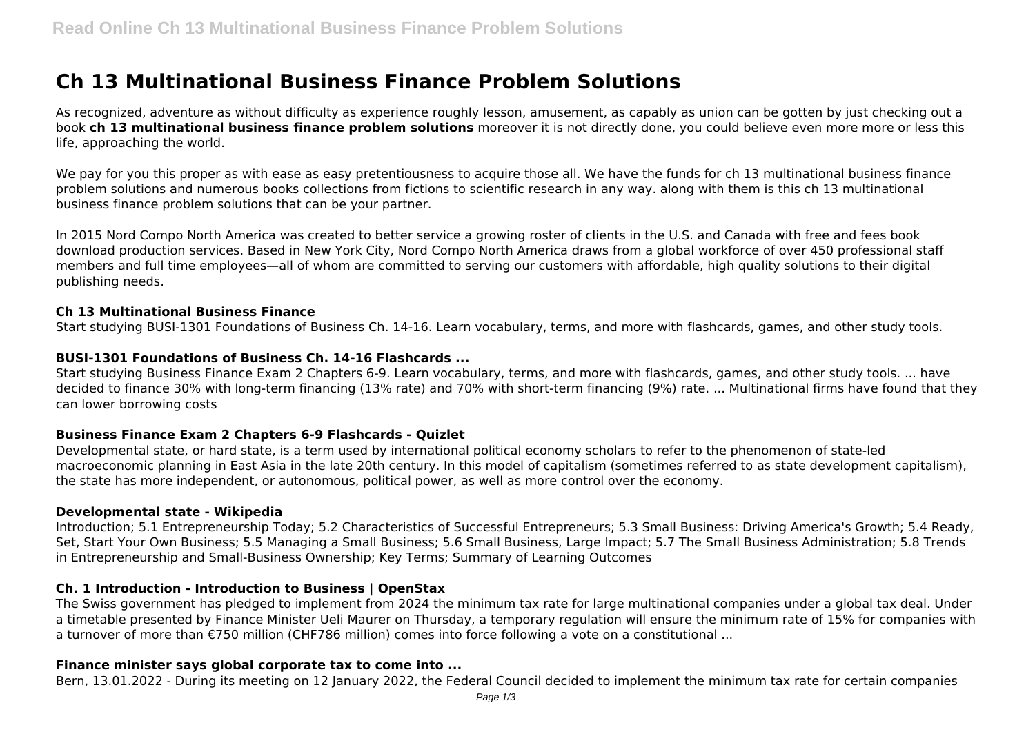# Ch 13 Multinational Business Finance Problem Solutions

As recognized, adventure as without difficulty as experience roughly lesson, amusement, as capably as union can be gotten by just checking out a book **ch 13 multinational business finance problem solutions** moreover it is not directly done, you could believe even more more or less this life, approaching the world.

We pay for you this proper as with ease as easy pretentiousness to acquire those all. We have the funds for ch 13 multinational business finance problem solutions and numerous books collections from fictions to scientific research in any way. along with them is this ch 13 multinational business finance problem solutions that can be your partner.

In 2015 Nord Compo North America was created to better service a growing roster of clients in the U.S. and Canada with free and fees book download production services. Based in New York City, Nord Compo North America draws from a global workforce of over 450 professional staff members and full time employees—all of whom are committed to serving our customers with affordable, high quality solutions to their digital publishing needs.

### Ch 13 Multinational Business Finance

Start studying BUSI-1301 Foundations of Business Ch. 14-16. Learn vocabulary, terms, and more with flashcards, games, and other study tools.

### BUSI-1301 Foundations of Business Ch. 14-16 Flashcards ...

Start studying Business Finance Exam 2 Chapters 6-9. Learn vocabulary, terms, and more with flashcards, games, and other study tools. ... have decided to finance 30% with long-term financing (13% rate) and 70% with short-term financing (9%) rate. ... Multinational firms have found that they can lower borrowing costs

### Business Finance Exam 2 Chapters 6-9 Flashcards - Quizlet

Developmental state, or hard state, is a term used by international political economy scholars to refer to the phenomenon of state-led macroeconomic planning in East Asia in the late 20th century. In this model of capitalism (sometimes referred to as state development capitalism), the state has more independent, or autonomous, political power, as well as more control over the economy.

### Developmental state - Wikipedia

Introduction; 5.1 Entrepreneurship Today; 5.2 Characteristics of Successful Entrepreneurs; 5.3 Small Business: Driving America's Growth; 5.4 Ready, Set, Start Your Own Business; 5.5 Managing a Small Business; 5.6 Small Business, Large Impact; 5.7 The Small Business Administration; 5.8 Trends in Entrepreneurship and Small-Business Ownership; Key Terms; Summary of Learning Outcomes

### Ch. 1 Introduction - Introduction to Business | OpenStax

The Swiss government has pledged to implement from 2024 the minimum tax rate for large multinational companies under a global tax deal. Under a timetable presented by Finance Minister Ueli Maurer on Thursday, a temporary regulation will ensure the minimum rate of 15% for companies with a turnover of more than €750 million (CHF786 million) comes into force following a vote on a constitutional ...

### Finance minister says global corporate tax to come into ...

Bern, 13.01.2022 - During its meeting on 12 January 2022, the Federal Council decided to implement the minimum tax rate for certain companies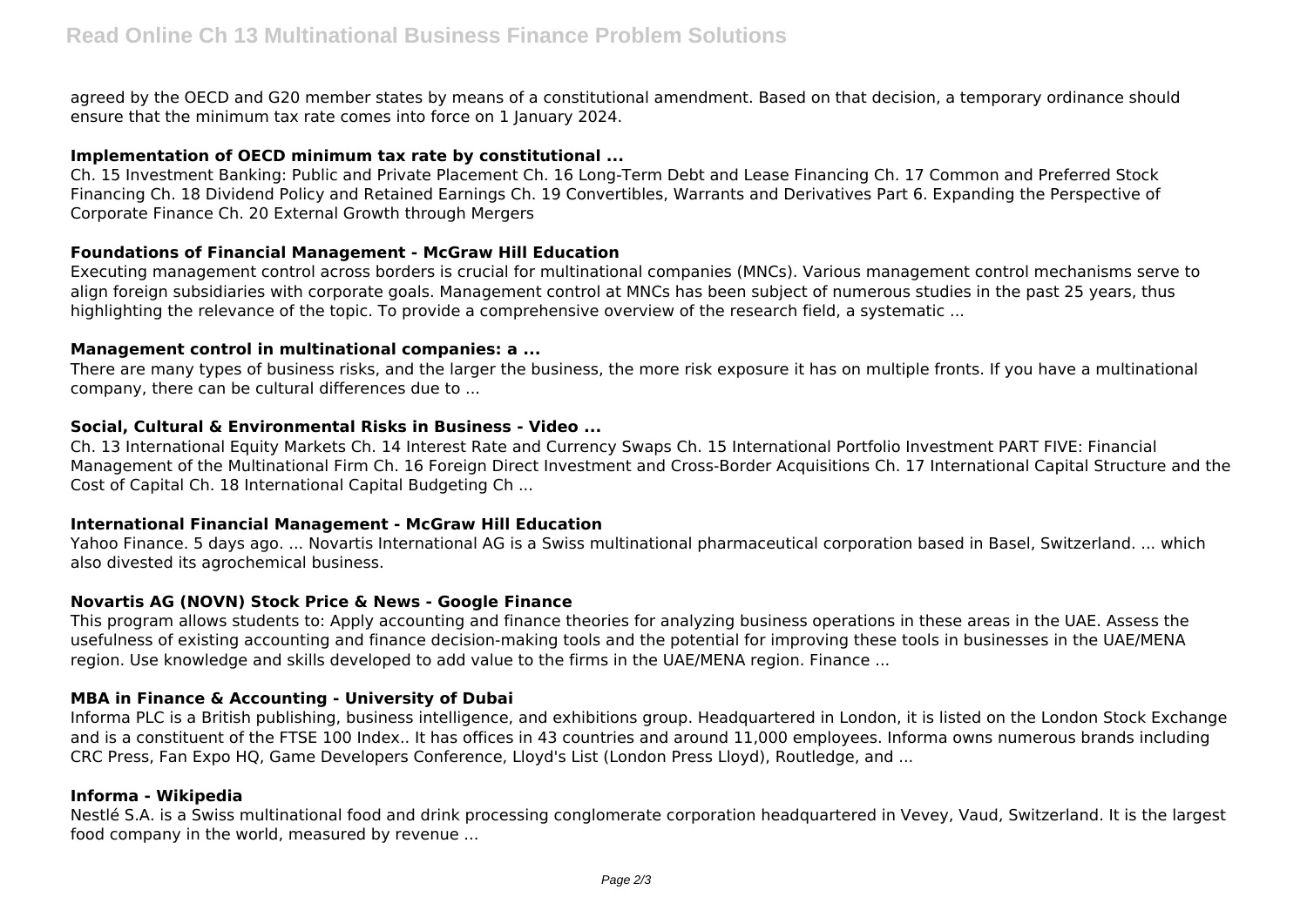agreed by the OECD and G20 member states by means of a constitutional amendment. Based on that decision, a temporary ordinance should ensure that the minimum tax rate comes into force on 1 January 2024.

### Implementation of OECD minimum tax rate by constitutional ...

Ch. 15 Investment Banking: Public and Private Placement Ch. 16 Long-Term Debt and Lease Financing Ch. 17 Common and Preferred Stock Financing Ch. 18 Dividend Policy and Retained Earnings Ch. 19 Convertibles, Warrants and Derivatives Part 6. Expanding the Perspective of Corporate Finance Ch. 20 External Growth through Mergers

### Foundations of Financial Management - McGraw Hill Education

Executing management control across borders is crucial for multinational companies (MNCs). Various management control mechanisms serve to align foreign subsidiaries with corporate goals. Management control at MNCs has been subject of numerous studies in the past 25 years, thus highlighting the relevance of the topic. To provide a comprehensive overview of the research field, a systematic ...

### Management control in multinational companies: a ...

There are many types of business risks, and the larger the business, the more risk exposure it has on multiple fronts. If you have a multinational company, there can be cultural differences due to ...

### Social, Cultural & Environmental Risks in Business - Video ...

Ch. 13 International Equity Markets Ch. 14 Interest Rate and Currency Swaps Ch. 15 International Portfolio Investment PART FIVE: Financial Management of the Multinational Firm Ch. 16 Foreign Direct Investment and Cross-Border Acquisitions Ch. 17 International Capital Structure and the Cost of Capital Ch. 18 International Capital Budgeting Ch ...

### International Financial Management - McGraw Hill Education

Yahoo Finance. 5 days ago. ... Novartis International AG is a Swiss multinational pharmaceutical corporation based in Basel, Switzerland. ... which also divested its agrochemical business.

### Novartis AG (NOVN) Stock Price & News - Google Finance

This program allows students to: Apply accounting and finance theories for analyzing business operations in these areas in the UAE. Assess the usefulness of existing accounting and finance decision-making tools and the potential for improving these tools in businesses in the UAE/MENA region. Use knowledge and skills developed to add value to the firms in the UAE/MENA region. Finance ...

### MBA in Finance & Accounting - University of Dubai

Informa PLC is a British publishing, business intelligence, and exhibitions group. Headquartered in London, it is listed on the London Stock Exchange and is a constituent of the FTSE 100 Index.. It has offices in 43 countries and around 11,000 employees. Informa owns numerous brands including CRC Press, Fan Expo HQ, Game Developers Conference, Lloyd's List (London Press Lloyd), Routledge, and ...

### Informa - Wikipedia

Nestlé S.A. is a Swiss multinational food and drink processing conglomerate corporation headquartered in Vevey, Vaud, Switzerland. It is the largest food company in the world, measured by revenue ...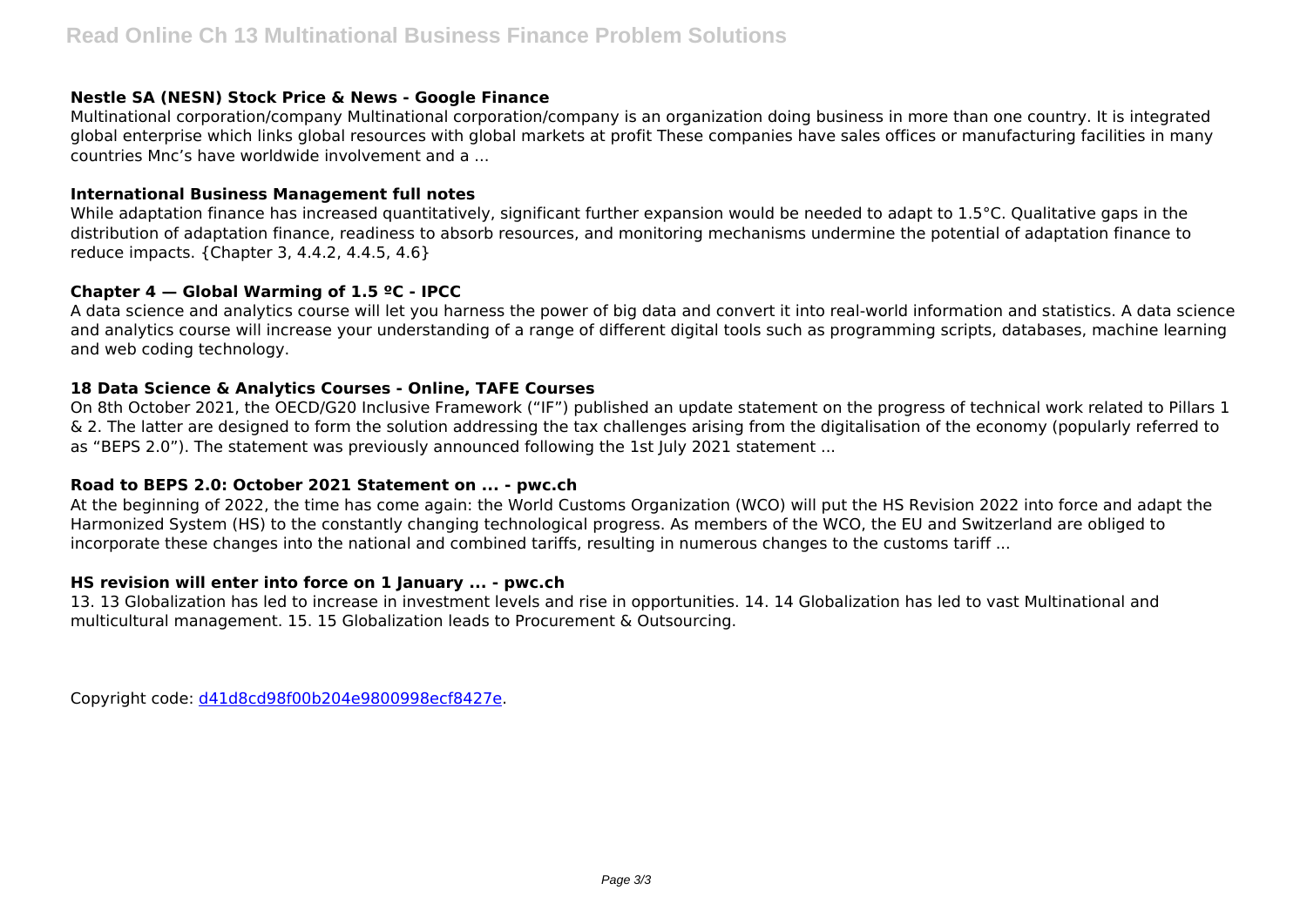### Nestle SA (NESN) Stock Price & News - Google Finance

Multinational corporation/company Multinational corporation/company is an organization doing business in more than one country. It is integrated global enterprise which links global resources with global markets at profit These companies have sales offices or manufacturing facilities in many countries Mnc's have worldwide involvement and a ...

### International Business Management full notes

While adaptation finance has increased quantitatively, significant further expansion would be needed to adapt to 1.5°C. Qualitative gaps in the distribution of adaptation finance, readiness to absorb resources, and monitoring mechanisms undermine the potential of adaptation finance to reduce impacts. {Chapter 3, 4.4.2, 4.4.5, 4.6}

### Chapter 4 — Global Warming of 1.5 ºC - IPCC

A data science and analytics course will let you harness the power of big data and convert it into real-world information and statistics. A data science and analytics course will increase your understanding of a range of different digital tools such as programming scripts, databases, machine learning and web coding technology.

### 18 Data Science & Analytics Courses - Online, TAFE Courses

On 8th October 2021, the OECD/G20 Inclusive Framework ("IF") published an update statement on the progress of technical work related to Pillars 1 & 2. The latter are designed to form the solution addressing the tax challenges arising from the digitalisation of the economy (popularly referred to as "BEPS 2.0"). The statement was previously announced following the 1st July 2021 statement ...

### Road to BEPS 2.0: October 2021 Statement on ... - pwc.ch

At the beginning of 2022, the time has come again: the World Customs Organization (WCO) will put the HS Revision 2022 into force and adapt the Harmonized System (HS) to the constantly changing technological progress. As members of the WCO, the EU and Switzerland are obliged to incorporate these changes into the national and combined tariffs, resulting in numerous changes to the customs tariff ...

### HS revision will enter into force on 1 January ... - pwc.ch

13. 13 Globalization has led to increase in investment levels and rise in opportunities. 14. 14 Globalization has led to vast Multinational and multicultural management. 15. 15 Globalization leads to Procurement & Outsourcing.

Copyright code: d41d8cd98f00b204e9800998ecf8427e.